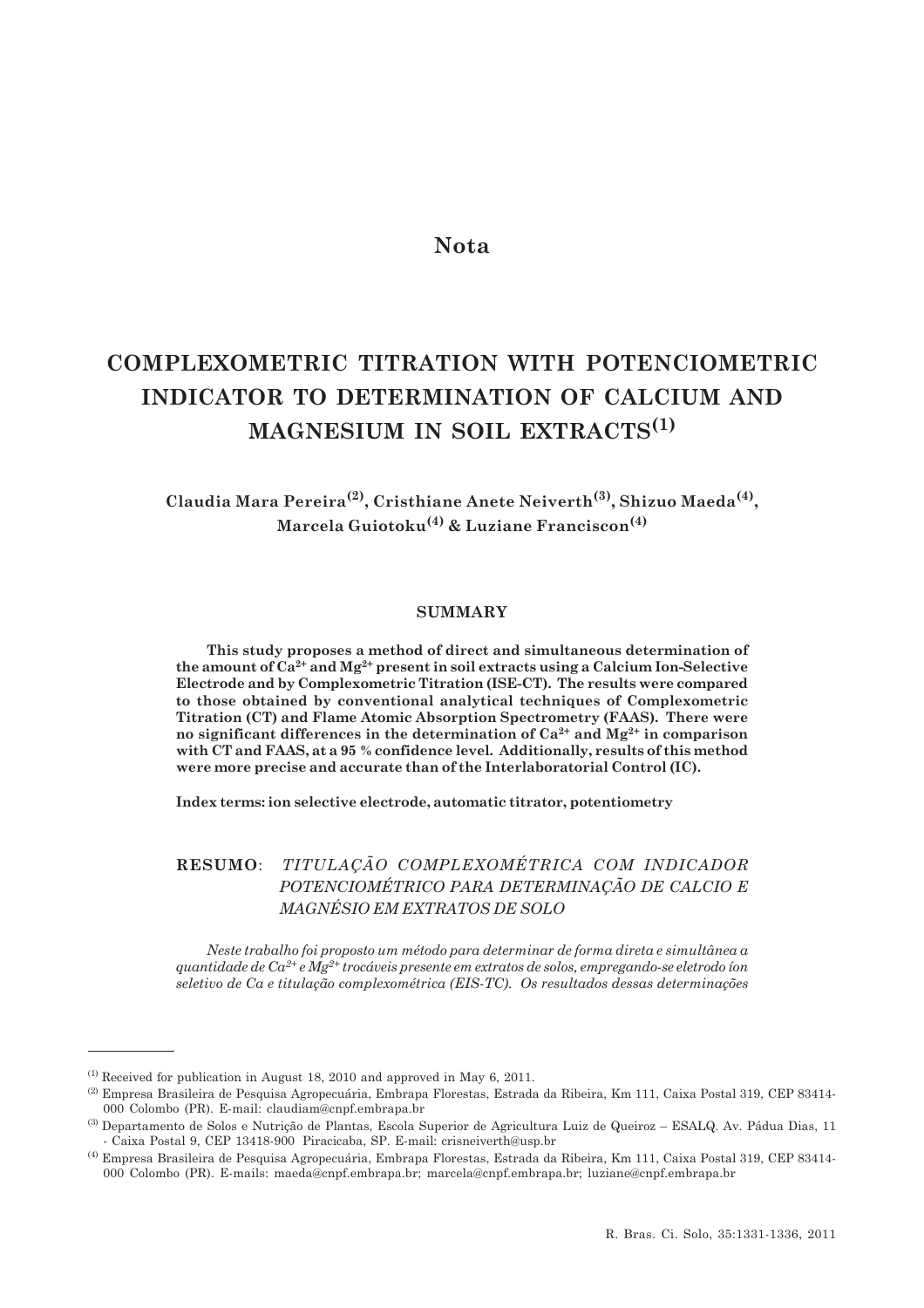**Nota**

# COMPLEXOMETRIC TITRATION WITH POTENCIOMETRIC INDICATOR TO DETERMINATION OF CALCIUM AND MAGNESIUM IN SOIL EXTRACTS[1]

**Claudia Mara Pereira[2], Cristhiane Anete Neiverth[3], Shizuo Maeda[4], Marcela Guiotoku[4] & Luziane Franciscon[4]**

## SUMMARY

**This study proposes a method of direct and simultaneous determination of the amount of $Ca^{2+}$ and $Mg^{2+}$ present in soil extracts using a Calcium Ion-Selective Electrode and by Complexometric Titration (ISE-CT). The results were compared to those obtained by conventional analytical techniques of Complexometric Titration (CT) and Flame Atomic Absorption Spectrometry (FAAS). There were no significant differences in the determination of $Ca^{2+}$ and $Mg^{2+}$ in comparison with CT and FAAS, at a 95 % confidence level. Additionally, results of this method were more precise and accurate than of the Interlaboratorial Control (IC).**

**Index terms: ion selective electrode, automatic titrator, potentiometry**

## RESUMO: *TITULAÇÃO COMPLEXOMÉTRICA COM INDICADOR POTENCIOMÉTRICO PARA DETERMINAÇÃO DE CALCIO E MAGNÉSIO EM EXTRATOS DE SOLO*

*Neste trabalho foi proposto um método para determinar de forma direta e simultânea a quantidade de $Ca^{2+}$ e $Mg^{2+}$ trocáveis presente em extratos de solos, empregando-se eletrodo íon seletivo de Ca e titulação complexométrica (EIS-TC). Os resultados dessas determinações*

---

[1] Received for publication in August 18, 2010 and approved in May 6, 2011.

[2] Empresa Brasileira de Pesquisa Agropecuária, Embrapa Florestas, Estrada da Ribeira, Km 111, Caixa Postal 319, CEP 83414-000 Colombo (PR). E-mail: claudiam@cnpf.embrapa.br

[3] Departamento de Solos e Nutrição de Plantas, Escola Superior de Agricultura Luiz de Queiroz – ESALQ. Av. Pádua Dias, 11 - Caixa Postal 9, CEP 13418-900 Piracicaba, SP. E-mail: crisneiverth@usp.br

[4] Empresa Brasileira de Pesquisa Agropecuária, Embrapa Florestas, Estrada da Ribeira, Km 111, Caixa Postal 319, CEP 83414-000 Colombo (PR). E-mails: maeda@cnpf.embrapa.br; marcela@cnpf.embrapa.br; luziane@cnpf.embrapa.br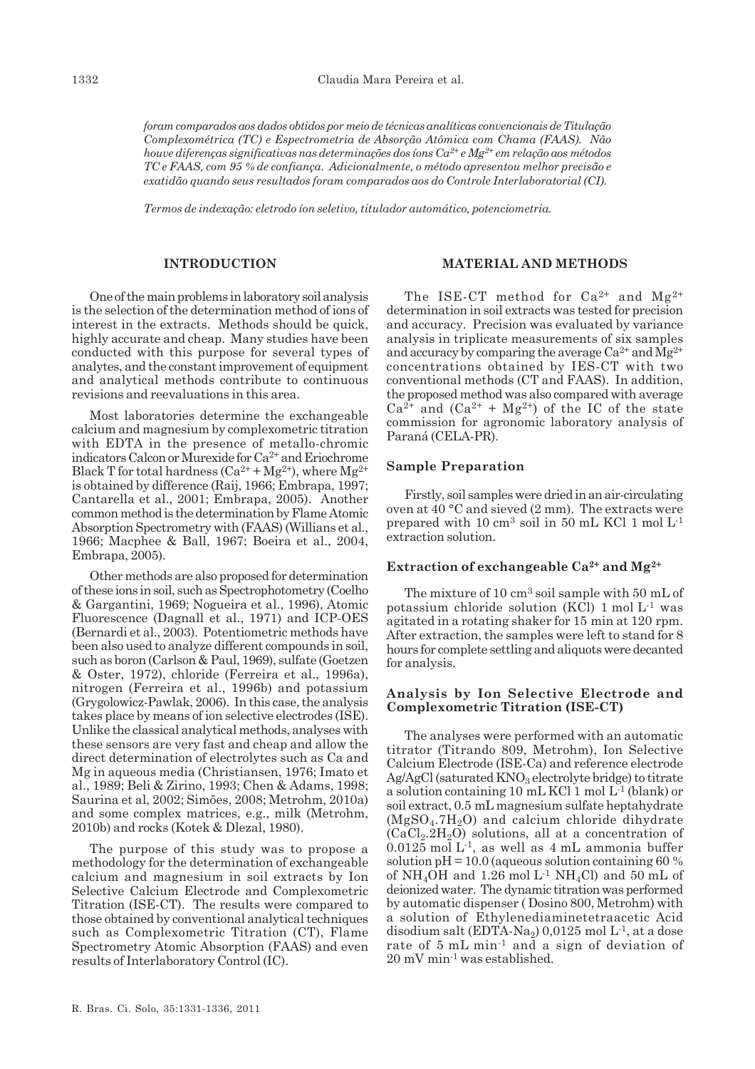*foram comparados aos dados obtidos por meio de técnicas analíticas convencionais de Titulação Complexométrica (TC) e Espectrometria de Absorção Atômica com Chama (FAAS). Não houve diferenças significativas nas determinações dos íons $Ca^{2+}$ e $Mg^{2+}$ em relação aos métodos TC e FAAS, com 95 % de confiança. Adicionalmente, o método apresentou melhor precisão e exatidão quando seus resultados foram comparados aos do Controle Interlaboratorial (CI).*

*Termos de indexação: eletrodo íon seletivo, titulador automático, potenciometria.*

## INTRODUCTION

One of the main problems in laboratory soil analysis is the selection of the determination method of ions of interest in the extracts. Methods should be quick, highly accurate and cheap. Many studies have been conducted with this purpose for several types of analytes, and the constant improvement of equipment and analytical methods contribute to continuous revisions and reevaluations in this area.

Most laboratories determine the exchangeable calcium and magnesium by complexometric titration with EDTA in the presence of metallo-chromic indicators Calcon or Murexide for $Ca^{2+}$ and Eriochrome Black T for total hardness ($Ca^{2+} + Mg^{2+}$), where $Mg^{2+}$ is obtained by difference (Raij, 1966; Embrapa, 1997; Cantarella et al., 2001; Embrapa, 2005). Another common method is the determination by Flame Atomic Absorption Spectrometry with (FAAS) (Willians et al., 1966; Macphee & Ball, 1967; Boeira et al., 2004, Embrapa, 2005).

Other methods are also proposed for determination of these ions in soil, such as Spectrophotometry (Coelho & Gargantini, 1969; Nogueira et al., 1996), Atomic Fluorescence (Dagnall et al., 1971) and ICP-OES (Bernardi et al., 2003). Potentiometric methods have been also used to analyze different compounds in soil, such as boron (Carlson & Paul, 1969), sulfate (Goetzen & Oster, 1972), chloride (Ferreira et al., 1996a), nitrogen (Ferreira et al., 1996b) and potassium (Grygolowicz-Pawlak, 2006). In this case, the analysis takes place by means of ion selective electrodes (ISE). Unlike the classical analytical methods, analyses with these sensors are very fast and cheap and allow the direct determination of electrolytes such as Ca and Mg in aqueous media (Christiansen, 1976; Imato et al., 1989; Beli & Zirino, 1993; Chen & Adams, 1998; Saurina et al, 2002; Simões, 2008; Metrohm, 2010a) and some complex matrices, e.g., milk (Metrohm, 2010b) and rocks (Kotek & Dlezal, 1980).

The purpose of this study was to propose a methodology for the determination of exchangeable calcium and magnesium in soil extracts by Ion Selective Calcium Electrode and Complexometric Titration (ISE-CT). The results were compared to those obtained by conventional analytical techniques such as Complexometric Titration (CT), Flame Spectrometry Atomic Absorption (FAAS) and even results of Interlaboratory Control (IC).

## MATERIAL AND METHODS

The ISE-CT method for $Ca^{2+}$ and $Mg^{2+}$ determination in soil extracts was tested for precision and accuracy. Precision was evaluated by variance analysis in triplicate measurements of six samples and accuracy by comparing the average $Ca^{2+}$ and $Mg^{2+}$ concentrations obtained by IES-CT with two conventional methods (CT and FAAS). In addition, the proposed method was also compared with average $Ca^{2+}$ and ($Ca^{2+} + Mg^{2+}$) of the IC of the state commission for agronomic laboratory analysis of Paraná (CELA-PR).

### Sample Preparation

Firstly, soil samples were dried in an air-circulating oven at 40 °C and sieved (2 mm). The extracts were prepared with 10 $cm^3$ soil in 50 mL KCl 1 mol $L^{-1}$ extraction solution.

### Extraction of exchangeable $Ca^{2+}$ and $Mg^{2+}$

The mixture of 10 $cm^3$ soil sample with 50 mL of potassium chloride solution (KCl) 1 mol $L^{-1}$ was agitated in a rotating shaker for 15 min at 120 rpm. After extraction, the samples were left to stand for 8 hours for complete settling and aliquots were decanted for analysis.

### Analysis by Ion Selective Electrode and Complexometric Titration (ISE-CT)

The analyses were performed with an automatic titrator (Titrando 809, Metrohm), Ion Selective Calcium Electrode (ISE-Ca) and reference electrode Ag/AgCl (saturated $KNO_3$ electrolyte bridge) to titrate a solution containing 10 mL KCl 1 mol $L^{-1}$ (blank) or soil extract, 0.5 mL magnesium sulfate heptahydrate ($MgSO_4.7H_2O$) and calcium chloride dihydrate ($CaCl_2.2H_2O$) solutions, all at a concentration of 0.0125 mol $L^{-1}$, as well as 4 mL ammonia buffer solution pH = 10.0 (aqueous solution containing 60 % of $NH_4OH$ and 1.26 mol $L^{-1}$ $NH_4Cl$) and 50 mL of deionized water. The dynamic titration was performed by automatic dispenser ( Dosino 800, Metrohm) with a solution of Ethylenediaminetetraacetic Acid disodium salt (EDTA-$Na_2$) 0,0125 mol $L^{-1}$, at a dose rate of 5 mL $min^{-1}$ and a sign of deviation of 20 mV $min^{-1}$ was established.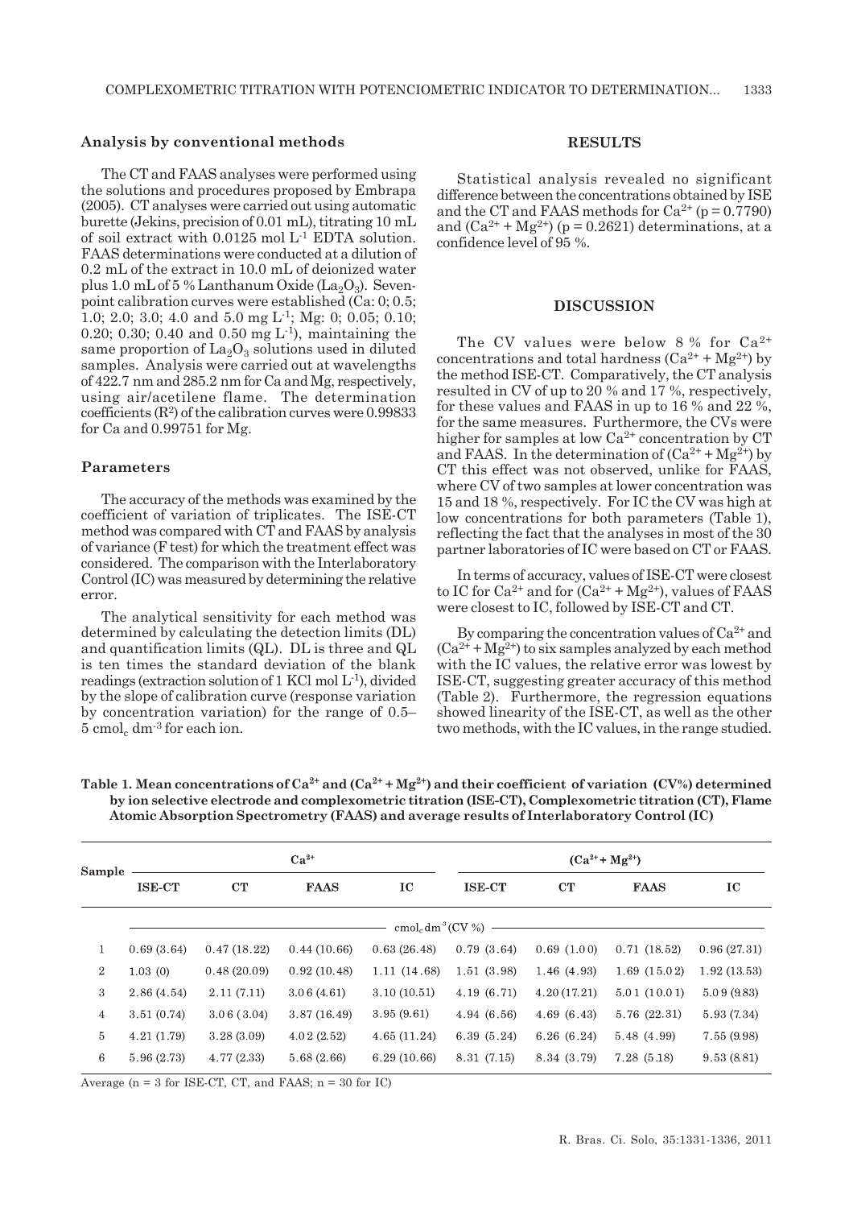### Analysis by conventional methods

The CT and FAAS analyses were performed using the solutions and procedures proposed by Embrapa (2005). CT analyses were carried out using automatic burette (Jekins, precision of 0.01 mL), titrating 10 mL of soil extract with 0.0125 mol $L^{-1}$ EDTA solution. FAAS determinations were conducted at a dilution of 0.2 mL of the extract in 10.0 mL of deionized water plus 1.0 mL of 5 % Lanthanum Oxide ($La_2O_3$). Seven-point calibration curves were established (Ca: 0; 0.5; 1.0; 2.0; 3.0; 4.0 and 5.0 mg $L^{-1}$; Mg: 0; 0.05; 0.10; 0.20; 0.30; 0.40 and 0.50 mg $L^{-1}$), maintaining the same proportion of $La_2O_3$ solutions used in diluted samples. Analysis were carried out at wavelengths of 422.7 nm and 285.2 nm for Ca and Mg, respectively, using air/acetilene flame. The determination coefficients ($R^2$) of the calibration curves were 0.99833 for Ca and 0.99751 for Mg.

### Parameters

The accuracy of the methods was examined by the coefficient of variation of triplicates. The ISE-CT method was compared with CT and FAAS by analysis of variance (F test) for which the treatment effect was considered. The comparison with the Interlaboratory Control (IC) was measured by determining the relative error.

The analytical sensitivity for each method was determined by calculating the detection limits (DL) and quantification limits (QL). DL is three and QL is ten times the standard deviation of the blank readings (extraction solution of 1 KCl mol $L^{-1}$), divided by the slope of calibration curve (response variation by concentration variation) for the range of 0.5–5 $cmol_c$ $dm^{-3}$ for each ion.

## RESULTS

Statistical analysis revealed no significant difference between the concentrations obtained by ISE and the CT and FAAS methods for $Ca^{2+}$ ($p = 0.7790$) and ($Ca^{2+} + Mg^{2+}$) ($p = 0.2621$) determinations, at a confidence level of 95 %.

## DISCUSSION

The CV values were below 8 % for $Ca^{2+}$ concentrations and total hardness ($Ca^{2+} + Mg^{2+}$) by the method ISE-CT. Comparatively, the CT analysis resulted in CV of up to 20 % and 17 %, respectively, for these values and FAAS in up to 16 % and 22 %, for the same measures. Furthermore, the CVs were higher for samples at low $Ca^{2+}$ concentration by CT and FAAS. In the determination of ($Ca^{2+} + Mg^{2+}$) by CT this effect was not observed, unlike for FAAS, where CV of two samples at lower concentration was 15 and 18 %, respectively. For IC the CV was high at low concentrations for both parameters (Table 1), reflecting the fact that the analyses in most of the 30 partner laboratories of IC were based on CT or FAAS.

In terms of accuracy, values of ISE-CT were closest to IC for $Ca^{2+}$ and for ($Ca^{2+} + Mg^{2+}$), values of FAAS were closest to IC, followed by ISE-CT and CT.

By comparing the concentration values of $Ca^{2+}$ and ($Ca^{2+} + Mg^{2+}$) to six samples analyzed by each method with the IC values, the relative error was lowest by ISE-CT, suggesting greater accuracy of this method (Table 2). Furthermore, the regression equations showed linearity of the ISE-CT, as well as the other two methods, with the IC values, in the range studied.

**Table 1. Mean concentrations of $Ca^{2+}$ and ($Ca^{2+} + Mg^{2+}$) and their coefficient of variation (CV%) determined by ion selective electrode and complexometric titration (ISE-CT), Complexometric titration (CT), Flame Atomic Absorption Spectrometry (FAAS) and average results of Interlaboratory Control (IC)**

| Sample | $Ca^{2+}$ | | | | ($Ca^{2+} + Mg^{2+}$) | | | |
|---|---|---|---|---|---|---|---|---|
| | ISE-CT | CT | FAAS | IC | ISE-CT | CT | FAAS | IC |
| | $cmol_c$ $dm^{-3}$ (CV %) | | | | | | | |
| 1 | 0.69 (3.64) | 0.47 (18.22) | 0.44 (10.66) | 0.63 (26.48) | 0.79 (3.64) | 0.69 (1.00) | 0.71 (18.52) | 0.96 (27.31) |
| 2 | 1.03 (0) | 0.48 (20.09) | 0.92 (10.48) | 1.11 (14.68) | 1.51 (3.98) | 1.46 (4.93) | 1.69 (15.02) | 1.92 (13.53) |
| 3 | 2.86 (4.54) | 2.11 (7.11) | 3.06 (4.61) | 3.10 (10.51) | 4.19 (6.71) | 4.20 (17.21) | 5.01 (10.01) | 5.09 (9.83) |
| 4 | 3.51 (0.74) | 3.06 (3.04) | 3.87 (16.49) | 3.95 (9.61) | 4.94 (6.56) | 4.69 (6.43) | 5.76 (22.31) | 5.93 (7.34) |
| 5 | 4.21 (1.79) | 3.28 (3.09) | 4.02 (2.52) | 4.65 (11.24) | 6.39 (5.24) | 6.26 (6.24) | 5.48 (4.99) | 7.55 (9.98) |
| 6 | 5.96 (2.73) | 4.77 (2.33) | 5.68 (2.66) | 6.29 (10.66) | 8.31 (7.15) | 8.34 (3.79) | 7.28 (5.18) | 9.53 (8.81) |

Average (n = 3 for ISE-CT, CT, and FAAS; n = 30 for IC)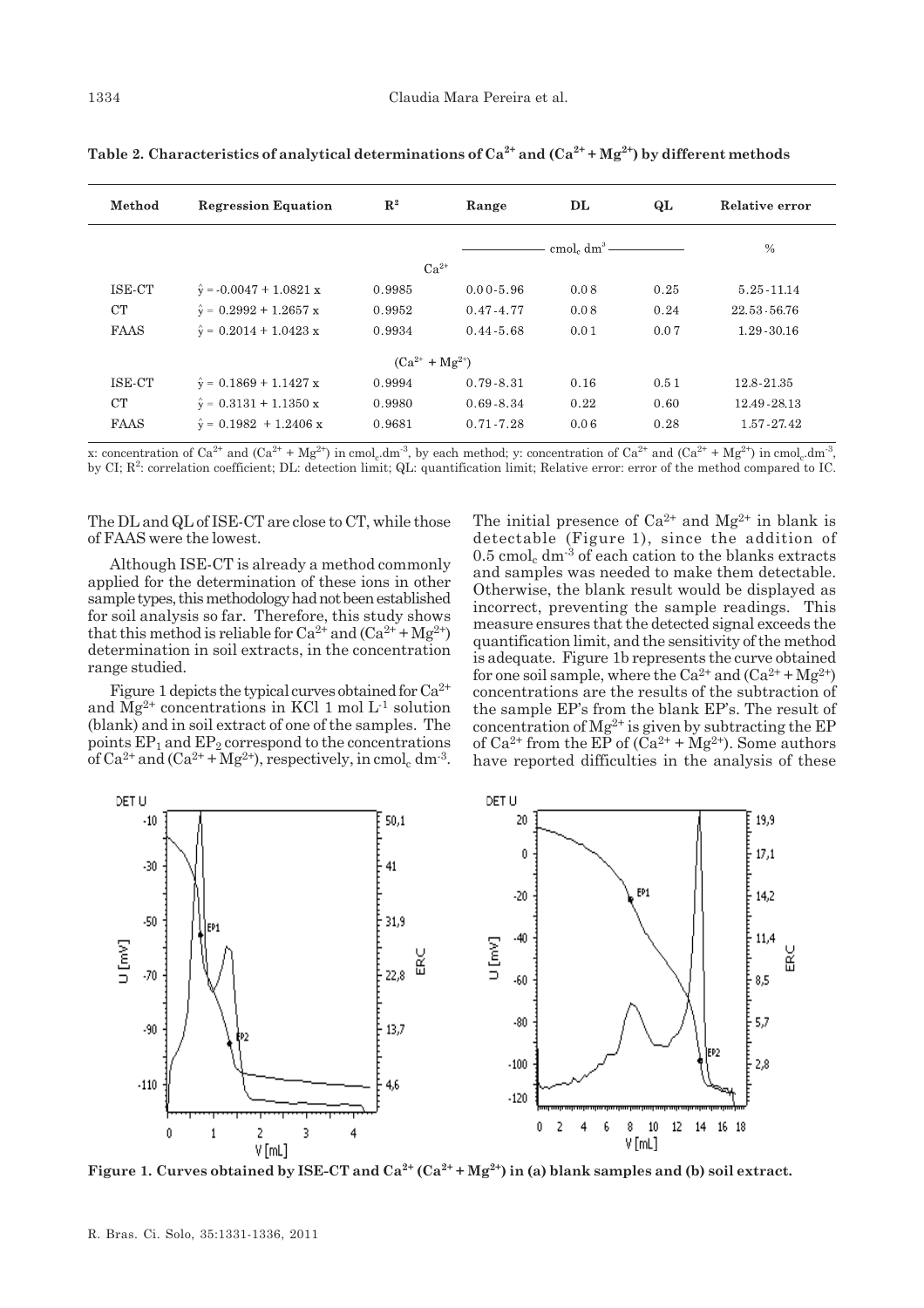**Table 2. Characteristics of analytical determinations of $Ca^{2+}$ and ($Ca^{2+} + Mg^{2+}$) by different methods**

| Method | Regression Equation | $R^2$ | Range | DL | QL | Relative error |
|---|---|---|---|---|---|---|
| | | | $cmol_c\ dm^{-3}$ | | | % |
| | | $Ca^{2+}$ | | | | |
| ISE-CT | $\hat{y} = -0.0047 + 1.0821\ x$ | 0.9985 | 0.00-5.96 | 0.08 | 0.25 | 5.25-11.14 |
| CT | $\hat{y} = 0.2992 + 1.2657\ x$ | 0.9952 | 0.47-4.77 | 0.08 | 0.24 | 22.53-56.76 |
| FAAS | $\hat{y} = 0.2014 + 1.0423\ x$ | 0.9934 | 0.44-5.68 | 0.01 | 0.07 | 1.29-30.16 |
| | | ($Ca^{2+} + Mg^{2+}$) | | | | |
| ISE-CT | $\hat{y} = 0.1869 + 1.1427\ x$ | 0.9994 | 0.79-8.31 | 0.16 | 0.51 | 12.8-21.35 |
| CT | $\hat{y} = 0.3131 + 1.1350\ x$ | 0.9980 | 0.69-8.34 | 0.22 | 0.60 | 12.49-28.13 |
| FAAS | $\hat{y} = 0.1982 + 1.2406\ x$ | 0.9681 | 0.71-7.28 | 0.06 | 0.28 | 1.57-27.42 |

x: concentration of $Ca^{2+}$ and ($Ca^{2+} + Mg^{2+}$) in $cmol_c.dm^{-3}$, by each method; y: concentration of $Ca^{2+}$ and ($Ca^{2+} + Mg^{2+}$) in $cmol_c.dm^{-3}$, by CI; $R^2$: correlation coefficient; DL: detection limit; QL: quantification limit; Relative error: error of the method compared to IC.

The DL and QL of ISE-CT are close to CT, while those of FAAS were the lowest.

Although ISE-CT is already a method commonly applied for the determination of these ions in other sample types, this methodology had not been established for soil analysis so far. Therefore, this study shows that this method is reliable for $Ca^{2+}$ and ($Ca^{2+} + Mg^{2+}$) determination in soil extracts, in the concentration range studied.

Figure 1 depicts the typical curves obtained for $Ca^{2+}$ and $Mg^{2+}$ concentrations in KCl 1 mol $L^{-1}$ solution (blank) and in soil extract of one of the samples. The points $EP_1$ and $EP_2$ correspond to the concentrations of $Ca^{2+}$ and ($Ca^{2+} + Mg^{2+}$), respectively, in $cmol_c\ dm^{-3}$. The initial presence of $Ca^{2+}$ and $Mg^{2+}$ in blank is detectable (Figure 1), since the addition of 0.5 $cmol_c\ dm^{-3}$ of each cation to the blanks extracts and samples was needed to make them detectable. Otherwise, the blank result would be displayed as incorrect, preventing the sample readings. This measure ensures that the detected signal exceeds the quantification limit, and the sensitivity of the method is adequate. Figure 1b represents the curve obtained for one soil sample, where the $Ca^{2+}$ and ($Ca^{2+} + Mg^{2+}$) concentrations are the results of the subtraction of the sample EP's from the blank EP's. The result of concentration of $Mg^{2+}$ is given by subtracting the EP of $Ca^{2+}$ from the EP of ($Ca^{2+} + Mg^{2+}$). Some authors have reported difficulties in the analysis of these

**Figure 1. Curves obtained by ISE-CT and $Ca^{2+}$ ($Ca^{2+} + Mg^{2+}$) in (a) blank samples and (b) soil extract.**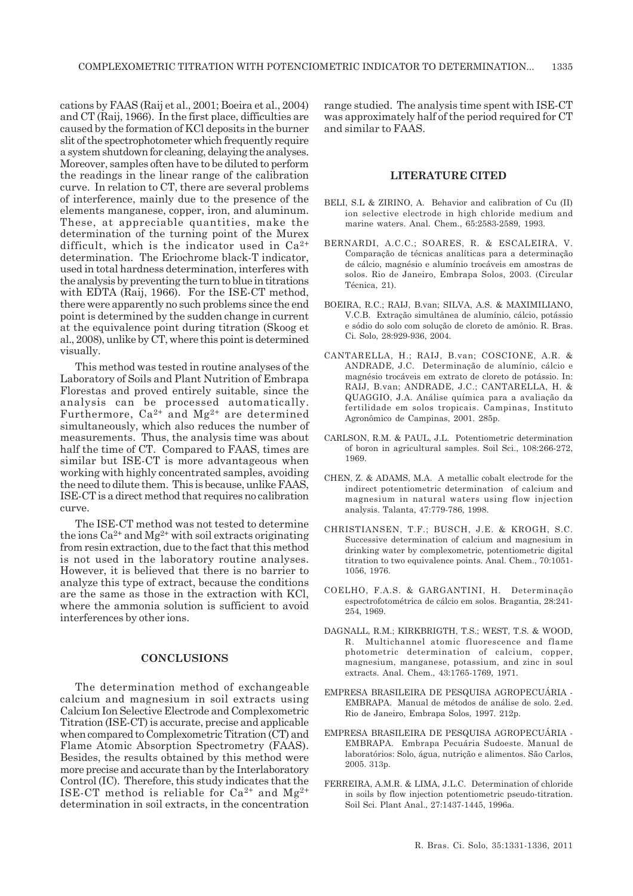cations by FAAS (Raij et al., 2001; Boeira et al., 2004) and CT (Raij, 1966). In the first place, difficulties are caused by the formation of KCl deposits in the burner slit of the spectrophotometer which frequently require a system shutdown for cleaning, delaying the analyses. Moreover, samples often have to be diluted to perform the readings in the linear range of the calibration curve. In relation to CT, there are several problems of interference, mainly due to the presence of the elements manganese, copper, iron, and aluminum. These, at appreciable quantities, make the determination of the turning point of the Murex difficult, which is the indicator used in $Ca^{2+}$ determination. The Eriochrome black-T indicator, used in total hardness determination, interferes with the analysis by preventing the turn to blue in titrations with EDTA (Raij, 1966). For the ISE-CT method, there were apparently no such problems since the end point is determined by the sudden change in current at the equivalence point during titration (Skoog et al., 2008), unlike by CT, where this point is determined visually.

This method was tested in routine analyses of the Laboratory of Soils and Plant Nutrition of Embrapa Florestas and proved entirely suitable, since the analysis can be processed automatically. Furthermore, $Ca^{2+}$ and $Mg^{2+}$ are determined simultaneously, which also reduces the number of measurements. Thus, the analysis time was about half the time of CT. Compared to FAAS, times are similar but ISE-CT is more advantageous when working with highly concentrated samples, avoiding the need to dilute them. This is because, unlike FAAS, ISE-CT is a direct method that requires no calibration curve.

The ISE-CT method was not tested to determine the ions $Ca^{2+}$ and $Mg^{2+}$ with soil extracts originating from resin extraction, due to the fact that this method is not used in the laboratory routine analyses. However, it is believed that there is no barrier to analyze this type of extract, because the conditions are the same as those in the extraction with KCl, where the ammonia solution is sufficient to avoid interferences by other ions.

## CONCLUSIONS

The determination method of exchangeable calcium and magnesium in soil extracts using Calcium Ion Selective Electrode and Complexometric Titration (ISE-CT) is accurate, precise and applicable when compared to Complexometric Titration (CT) and Flame Atomic Absorption Spectrometry (FAAS). Besides, the results obtained by this method were more precise and accurate than by the Interlaboratory Control (IC). Therefore, this study indicates that the ISE-CT method is reliable for $Ca^{2+}$ and $Mg^{2+}$ determination in soil extracts, in the concentration range studied. The analysis time spent with ISE-CT was approximately half of the period required for CT and similar to FAAS.

## LITERATURE CITED

BELI, S.L & ZIRINO, A. Behavior and calibration of Cu (II) ion selective electrode in high chloride medium and marine waters. Anal. Chem., 65:2583-2589, 1993.

BERNARDI, A.C.C.; SOARES, R. & ESCALEIRA, V. Comparação de técnicas analíticas para a determinação de cálcio, magnésio e alumínio trocáveis em amostras de solos. Rio de Janeiro, Embrapa Solos, 2003. (Circular Técnica, 21).

BOEIRA, R.C.; RAIJ, B.van; SILVA, A.S. & MAXIMILIANO, V.C.B. Extração simultânea de alumínio, cálcio, potássio e sódio do solo com solução de cloreto de amônio. R. Bras. Ci. Solo, 28:929-936, 2004.

CANTARELLA, H.; RAIJ, B.van; COSCIONE, A.R. & ANDRADE, J.C. Determinação de alumínio, cálcio e magnésio trocáveis em extrato de cloreto de potássio. In: RAIJ, B.van; ANDRADE, J.C.; CANTARELLA, H. & QUAGGIO, J.A. Análise química para a avaliação da fertilidade em solos tropicais. Campinas, Instituto Agronômico de Campinas, 2001. 285p.

CARLSON, R.M. & PAUL, J.L. Potentiometric determination of boron in agricultural samples. Soil Sci., 108:266-272, 1969.

CHEN, Z. & ADAMS, M.A. A metallic cobalt electrode for the indirect potentiometric determination of calcium and magnesium in natural waters using flow injection analysis. Talanta, 47:779-786, 1998.

CHRISTIANSEN, T.F.; BUSCH, J.E. & KROGH, S.C. Successive determination of calcium and magnesium in drinking water by complexometric, potentiometric digital titration to two equivalence points. Anal. Chem., 70:1051-1056, 1976.

COELHO, F.A.S. & GARGANTINI, H. Determinação espectrofotométrica de cálcio em solos. Bragantia, 28:241-254, 1969.

DAGNALL, R.M.; KIRKBRIGTH, T.S.; WEST, T.S. & WOOD, R. Multichannel atomic fluorescence and flame photometric determination of calcium, copper, magnesium, manganese, potassium, and zinc in soul extracts. Anal. Chem., 43:1765-1769, 1971.

EMPRESA BRASILEIRA DE PESQUISA AGROPECUÁRIA - EMBRAPA. Manual de métodos de análise de solo. 2.ed. Rio de Janeiro, Embrapa Solos, 1997. 212p.

EMPRESA BRASILEIRA DE PESQUISA AGROPECUÁRIA - EMBRAPA. Embrapa Pecuária Sudoeste. Manual de laboratórios: Solo, água, nutrição e alimentos. São Carlos, 2005. 313p.

FERREIRA, A.M.R. & LIMA, J.L.C. Determination of chloride in soils by flow injection potentiometric pseudo-titration. Soil Sci. Plant Anal., 27:1437-1445, 1996a.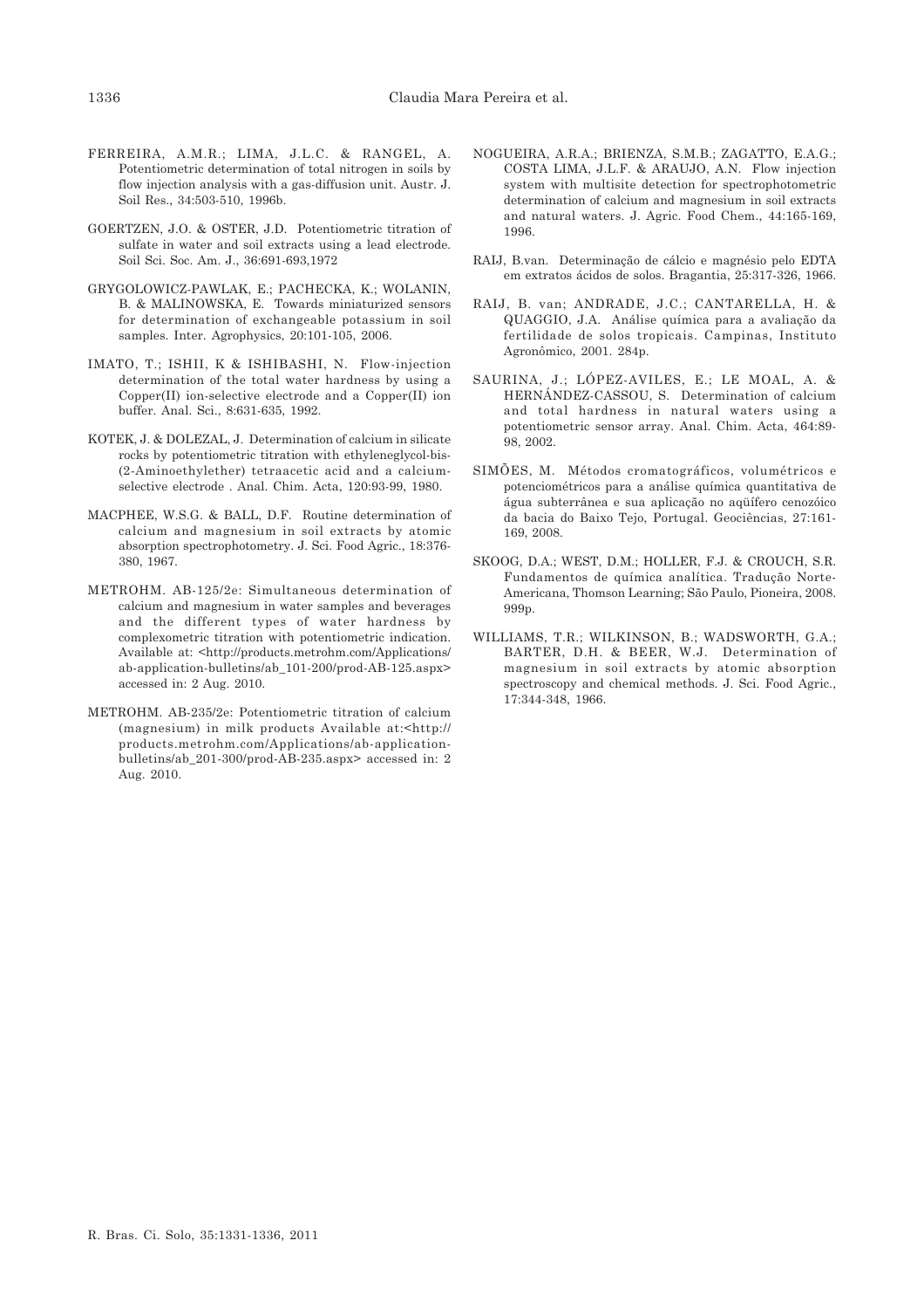FERREIRA, A.M.R.; LIMA, J.L.C. & RANGEL, A. Potentiometric determination of total nitrogen in soils by flow injection analysis with a gas-diffusion unit. Austr. J. Soil Res., 34:503-510, 1996b.

GOERTZEN, J.O. & OSTER, J.D. Potentiometric titration of sulfate in water and soil extracts using a lead electrode. Soil Sci. Soc. Am. J., 36:691-693,1972

GRYGOLOWICZ-PAWLAK, E.; PACHECKA, K.; WOLANIN, B. & MALINOWSKA, E. Towards miniaturized sensors for determination of exchangeable potassium in soil samples. Inter. Agrophysics, 20:101-105, 2006.

IMATO, T.; ISHII, K & ISHIBASHI, N. Flow-injection determination of the total water hardness by using a Copper(II) ion-selective electrode and a Copper(II) ion buffer. Anal. Sci., 8:631-635, 1992.

KOTEK, J. & DOLEZAL, J. Determination of calcium in silicate rocks by potentiometric titration with ethyleneglycol-bis-(2-Aminoethylether) tetraacetic acid and a calcium-selective electrode . Anal. Chim. Acta, 120:93-99, 1980.

MACPHEE, W.S.G. & BALL, D.F. Routine determination of calcium and magnesium in soil extracts by atomic absorption spectrophotometry. J. Sci. Food Agric., 18:376-380, 1967.

METROHM. AB-125/2e: Simultaneous determination of calcium and magnesium in water samples and beverages and the different types of water hardness by complexometric titration with potentiometric indication. Available at: <http://products.metrohm.com/Applications/ab-application-bulletins/ab_101-200/prod-AB-125.aspx> accessed in: 2 Aug. 2010.

METROHM. AB-235/2e: Potentiometric titration of calcium (magnesium) in milk products Available at:<http://products.metrohm.com/Applications/ab-application-bulletins/ab_201-300/prod-AB-235.aspx> accessed in: 2 Aug. 2010.

NOGUEIRA, A.R.A.; BRIENZA, S.M.B.; ZAGATTO, E.A.G.; COSTA LIMA, J.L.F. & ARAUJO, A.N. Flow injection system with multisite detection for spectrophotometric determination of calcium and magnesium in soil extracts and natural waters. J. Agric. Food Chem., 44:165-169, 1996.

RAIJ, B.van. Determinação de cálcio e magnésio pelo EDTA em extratos ácidos de solos. Bragantia, 25:317-326, 1966.

RAIJ, B. van; ANDRADE, J.C.; CANTARELLA, H. & QUAGGIO, J.A. Análise química para a avaliação da fertilidade de solos tropicais. Campinas, Instituto Agronômico, 2001. 284p.

SAURINA, J.; LÓPEZ-AVILES, E.; LE MOAL, A. & HERNÁNDEZ-CASSOU, S. Determination of calcium and total hardness in natural waters using a potentiometric sensor array. Anal. Chim. Acta, 464:89-98, 2002.

SIMÕES, M. Métodos cromatográficos, volumétricos e potenciométricos para a análise química quantitativa de água subterrânea e sua aplicação no aqüífero cenozóico da bacia do Baixo Tejo, Portugal. Geociências, 27:161-169, 2008.

SKOOG, D.A.; WEST, D.M.; HOLLER, F.J. & CROUCH, S.R. Fundamentos de química analítica. Tradução Norte-Americana, Thomson Learning; São Paulo, Pioneira, 2008. 999p.

WILLIAMS, T.R.; WILKINSON, B.; WADSWORTH, G.A.; BARTER, D.H. & BEER, W.J. Determination of magnesium in soil extracts by atomic absorption spectroscopy and chemical methods. J. Sci. Food Agric., 17:344-348, 1966.